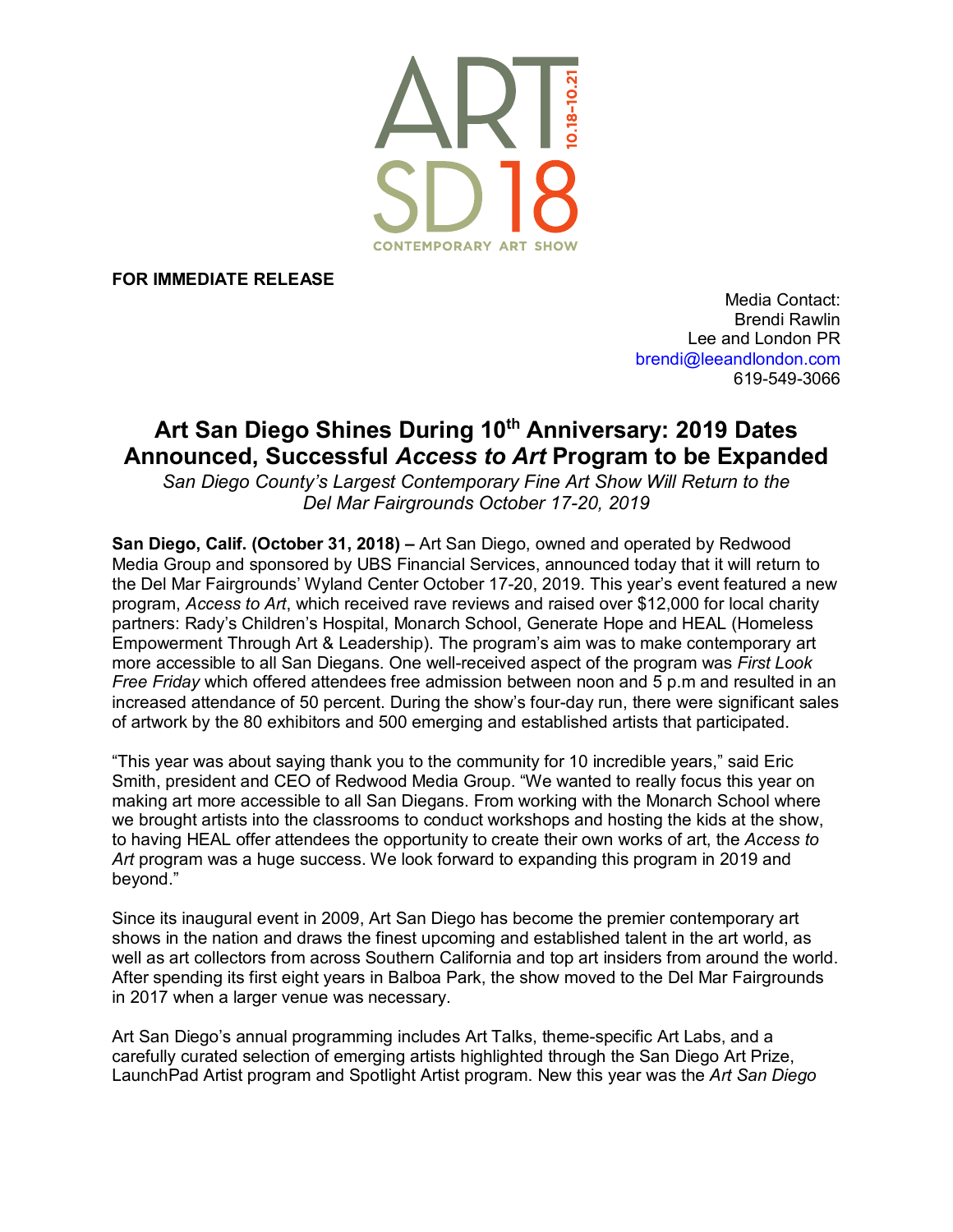ART SD18 10.18–10.21

CONTEMPORARY ART SHOW

**FOR IMMEDIATE RELEASE**

Media Contact:
Brendi Rawlin
Lee and London PR
brendi@leeandlondon.com
619-549-3066

# Art San Diego Shines During 10th Anniversary: 2019 Dates Announced, Successful *Access to Art* Program to be Expanded

*San Diego County's Largest Contemporary Fine Art Show Will Return to the Del Mar Fairgrounds October 17-20, 2019*

**San Diego, Calif. (October 31, 2018) –** Art San Diego, owned and operated by Redwood Media Group and sponsored by UBS Financial Services, announced today that it will return to the Del Mar Fairgrounds' Wyland Center October 17-20, 2019. This year's event featured a new program, *Access to Art*, which received rave reviews and raised over $12,000 for local charity partners: Rady's Children's Hospital, Monarch School, Generate Hope and HEAL (Homeless Empowerment Through Art & Leadership). The program's aim was to make contemporary art more accessible to all San Diegans. One well-received aspect of the program was *First Look Free Friday* which offered attendees free admission between noon and 5 p.m and resulted in an increased attendance of 50 percent. During the show's four-day run, there were significant sales of artwork by the 80 exhibitors and 500 emerging and established artists that participated.

"This year was about saying thank you to the community for 10 incredible years," said Eric Smith, president and CEO of Redwood Media Group. "We wanted to really focus this year on making art more accessible to all San Diegans. From working with the Monarch School where we brought artists into the classrooms to conduct workshops and hosting the kids at the show, to having HEAL offer attendees the opportunity to create their own works of art, the *Access to Art* program was a huge success. We look forward to expanding this program in 2019 and beyond."

Since its inaugural event in 2009, Art San Diego has become the premier contemporary art shows in the nation and draws the finest upcoming and established talent in the art world, as well as art collectors from across Southern California and top art insiders from around the world. After spending its first eight years in Balboa Park, the show moved to the Del Mar Fairgrounds in 2017 when a larger venue was necessary.

Art San Diego's annual programming includes Art Talks, theme-specific Art Labs, and a carefully curated selection of emerging artists highlighted through the San Diego Art Prize, LaunchPad Artist program and Spotlight Artist program. New this year was the *Art San Diego*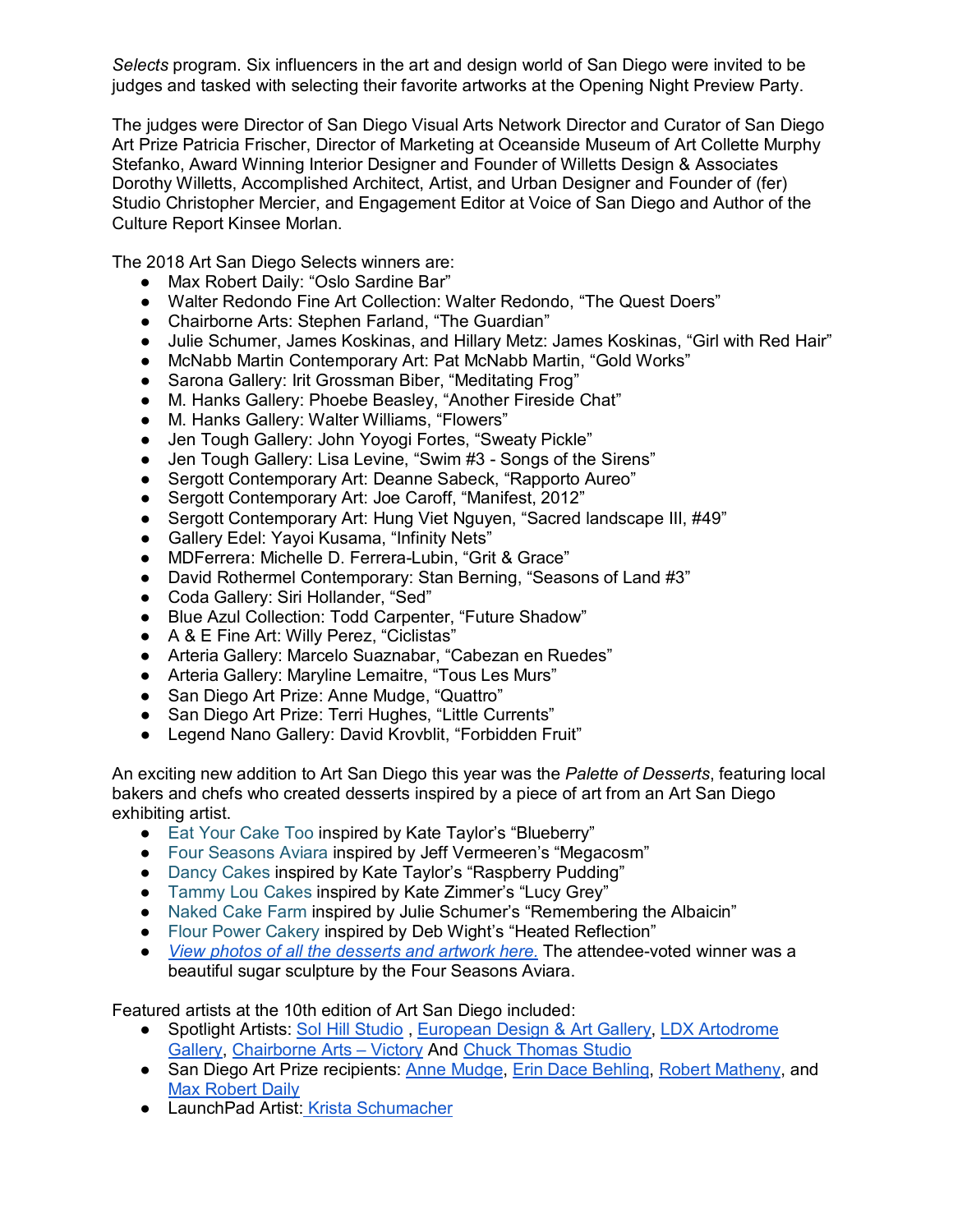*Selects* program. Six influencers in the art and design world of San Diego were invited to be judges and tasked with selecting their favorite artworks at the Opening Night Preview Party.

The judges were Director of San Diego Visual Arts Network Director and Curator of San Diego Art Prize Patricia Frischer, Director of Marketing at Oceanside Museum of Art Collette Murphy Stefanko, Award Winning Interior Designer and Founder of Willetts Design & Associates Dorothy Willetts, Accomplished Architect, Artist, and Urban Designer and Founder of (fer) Studio Christopher Mercier, and Engagement Editor at Voice of San Diego and Author of the Culture Report Kinsee Morlan.

The 2018 Art San Diego Selects winners are:

- Max Robert Daily: “Oslo Sardine Bar”
- Walter Redondo Fine Art Collection: Walter Redondo, “The Quest Doers”
- Chairborne Arts: Stephen Farland, “The Guardian”
- Julie Schumer, James Koskinas, and Hillary Metz: James Koskinas, “Girl with Red Hair”
- McNabb Martin Contemporary Art: Pat McNabb Martin, “Gold Works”
- Sarona Gallery: Irit Grossman Biber, “Meditating Frog”
- M. Hanks Gallery: Phoebe Beasley, “Another Fireside Chat”
- M. Hanks Gallery: Walter Williams, “Flowers”
- Jen Tough Gallery: John Yoyogi Fortes, “Sweaty Pickle”
- Jen Tough Gallery: Lisa Levine, “Swim #3 - Songs of the Sirens”
- Sergott Contemporary Art: Deanne Sabeck, “Rapporto Aureo”
- Sergott Contemporary Art: Joe Caroff, “Manifest, 2012”
- Sergott Contemporary Art: Hung Viet Nguyen, “Sacred landscape III, #49”
- Gallery Edel: Yayoi Kusama, “Infinity Nets”
- MDFerrera: Michelle D. Ferrera-Lubin, “Grit & Grace”
- David Rothermel Contemporary: Stan Berning, “Seasons of Land #3”
- Coda Gallery: Siri Hollander, “Sed”
- Blue Azul Collection: Todd Carpenter, “Future Shadow”
- A & E Fine Art: Willy Perez, “Ciclistas”
- Arteria Gallery: Marcelo Suaznabar, “Cabezan en Ruedes”
- Arteria Gallery: Maryline Lemaitre, “Tous Les Murs”
- San Diego Art Prize: Anne Mudge, “Quattro”
- San Diego Art Prize: Terri Hughes, “Little Currents”
- Legend Nano Gallery: David Krovblit, “Forbidden Fruit”

An exciting new addition to Art San Diego this year was the *Palette of Desserts*, featuring local bakers and chefs who created desserts inspired by a piece of art from an Art San Diego exhibiting artist.

- Eat Your Cake Too inspired by Kate Taylor’s “Blueberry”
- Four Seasons Aviara inspired by Jeff Vermeeren’s “Megacosm”
- Dancy Cakes inspired by Kate Taylor’s “Raspberry Pudding”
- Tammy Lou Cakes inspired by Kate Zimmer’s “Lucy Grey”
- Naked Cake Farm inspired by Julie Schumer’s “Remembering the Albaicin”
- Flour Power Cakery inspired by Deb Wight’s “Heated Reflection”
- *View photos of all the desserts and artwork here.* The attendee-voted winner was a beautiful sugar sculpture by the Four Seasons Aviara.

Featured artists at the 10th edition of Art San Diego included:

- Spotlight Artists: Sol Hill Studio , European Design & Art Gallery, LDX Artodrome Gallery, Chairborne Arts – Victory And Chuck Thomas Studio
- San Diego Art Prize recipients: Anne Mudge, Erin Dace Behling, Robert Matheny, and Max Robert Daily
- LaunchPad Artist: Krista Schumacher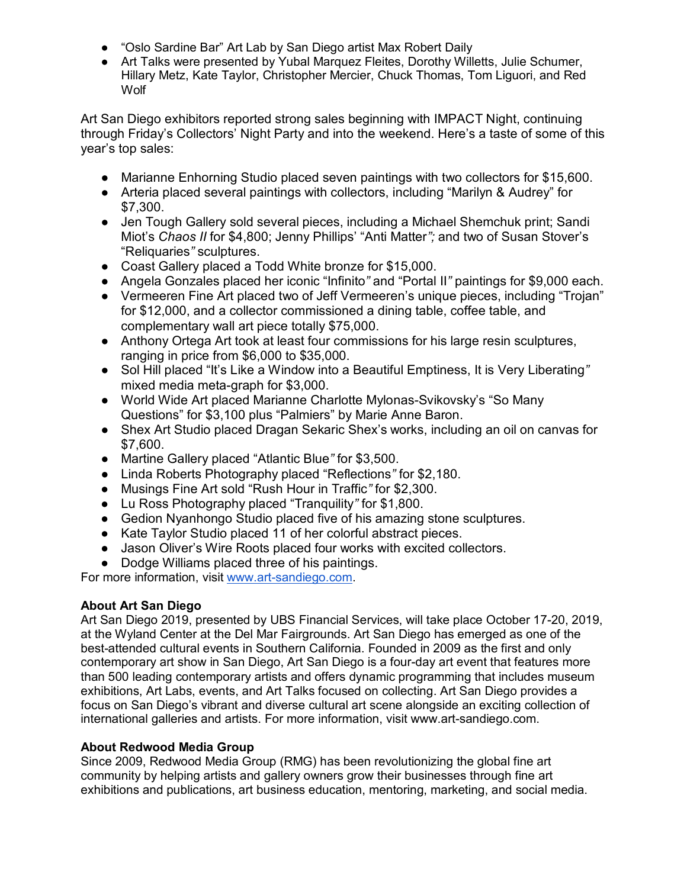- "Oslo Sardine Bar" Art Lab by San Diego artist Max Robert Daily
- Art Talks were presented by Yubal Marquez Fleites, Dorothy Willetts, Julie Schumer, Hillary Metz, Kate Taylor, Christopher Mercier, Chuck Thomas, Tom Liguori, and Red Wolf

Art San Diego exhibitors reported strong sales beginning with IMPACT Night, continuing through Friday's Collectors' Night Party and into the weekend. Here's a taste of some of this year's top sales:

- Marianne Enhorning Studio placed seven paintings with two collectors for $15,600.
- Arteria placed several paintings with collectors, including "Marilyn & Audrey" for $7,300.
- Jen Tough Gallery sold several pieces, including a Michael Shemchuk print; Sandi Miot's *Chaos II* for $4,800; Jenny Phillips' "Anti Matter"; and two of Susan Stover's "Reliquaries" sculptures.
- Coast Gallery placed a Todd White bronze for $15,000.
- Angela Gonzales placed her iconic "Infinito" and "Portal II" paintings for $9,000 each.
- Vermeeren Fine Art placed two of Jeff Vermeeren's unique pieces, including "Trojan" for $12,000, and a collector commissioned a dining table, coffee table, and complementary wall art piece totally $75,000.
- Anthony Ortega Art took at least four commissions for his large resin sculptures, ranging in price from $6,000 to $35,000.
- Sol Hill placed "It's Like a Window into a Beautiful Emptiness, It is Very Liberating" mixed media meta-graph for $3,000.
- World Wide Art placed Marianne Charlotte Mylonas-Svikovsky's "So Many Questions" for $3,100 plus "Palmiers" by Marie Anne Baron.
- Shex Art Studio placed Dragan Sekaric Shex's works, including an oil on canvas for $7,600.
- Martine Gallery placed "Atlantic Blue" for $3,500.
- Linda Roberts Photography placed "Reflections" for $2,180.
- Musings Fine Art sold "Rush Hour in Traffic" for $2,300.
- Lu Ross Photography placed "Tranquility" for $1,800.
- Gedion Nyanhongo Studio placed five of his amazing stone sculptures.
- Kate Taylor Studio placed 11 of her colorful abstract pieces.
- Jason Oliver's Wire Roots placed four works with excited collectors.
- Dodge Williams placed three of his paintings.

For more information, visit www.art-sandiego.com.

**About Art San Diego**

Art San Diego 2019, presented by UBS Financial Services, will take place October 17-20, 2019, at the Wyland Center at the Del Mar Fairgrounds. Art San Diego has emerged as one of the best-attended cultural events in Southern California. Founded in 2009 as the first and only contemporary art show in San Diego, Art San Diego is a four-day art event that features more than 500 leading contemporary artists and offers dynamic programming that includes museum exhibitions, Art Labs, events, and Art Talks focused on collecting. Art San Diego provides a focus on San Diego's vibrant and diverse cultural art scene alongside an exciting collection of international galleries and artists. For more information, visit www.art-sandiego.com.

**About Redwood Media Group**

Since 2009, Redwood Media Group (RMG) has been revolutionizing the global fine art community by helping artists and gallery owners grow their businesses through fine art exhibitions and publications, art business education, mentoring, marketing, and social media.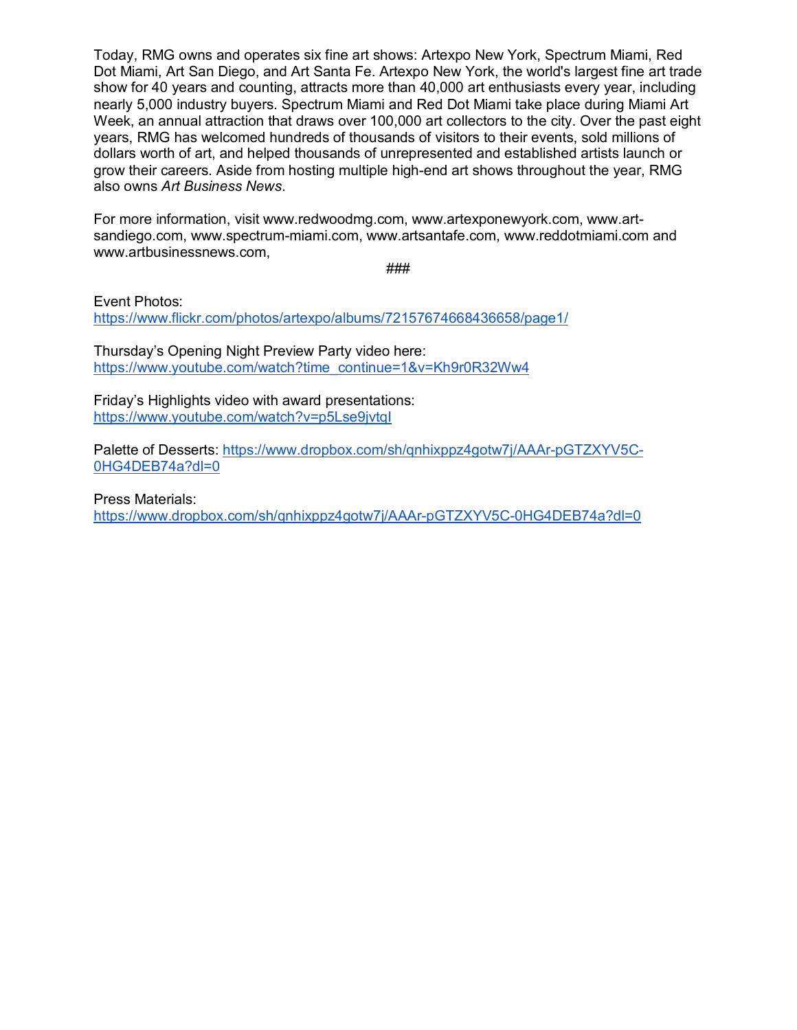Today, RMG owns and operates six fine art shows: Artexpo New York, Spectrum Miami, Red Dot Miami, Art San Diego, and Art Santa Fe. Artexpo New York, the world's largest fine art trade show for 40 years and counting, attracts more than 40,000 art enthusiasts every year, including nearly 5,000 industry buyers. Spectrum Miami and Red Dot Miami take place during Miami Art Week, an annual attraction that draws over 100,000 art collectors to the city. Over the past eight years, RMG has welcomed hundreds of thousands of visitors to their events, sold millions of dollars worth of art, and helped thousands of unrepresented and established artists launch or grow their careers. Aside from hosting multiple high-end art shows throughout the year, RMG also owns *Art Business News*.

For more information, visit www.redwoodmg.com, www.artexponewyork.com, www.art-sandiego.com, www.spectrum-miami.com, www.artsantafe.com, www.reddotmiami.com and www.artbusinessnews.com,

###

Event Photos:
https://www.flickr.com/photos/artexpo/albums/72157674668436658/page1/

Thursday's Opening Night Preview Party video here:
https://www.youtube.com/watch?time_continue=1&v=Kh9r0R32Ww4

Friday's Highlights video with award presentations:
https://www.youtube.com/watch?v=p5Lse9jvtqI

Palette of Desserts: https://www.dropbox.com/sh/qnhixppz4gotw7j/AAAr-pGTZXYV5C-0HG4DEB74a?dl=0

Press Materials:
https://www.dropbox.com/sh/qnhixppz4gotw7j/AAAr-pGTZXYV5C-0HG4DEB74a?dl=0